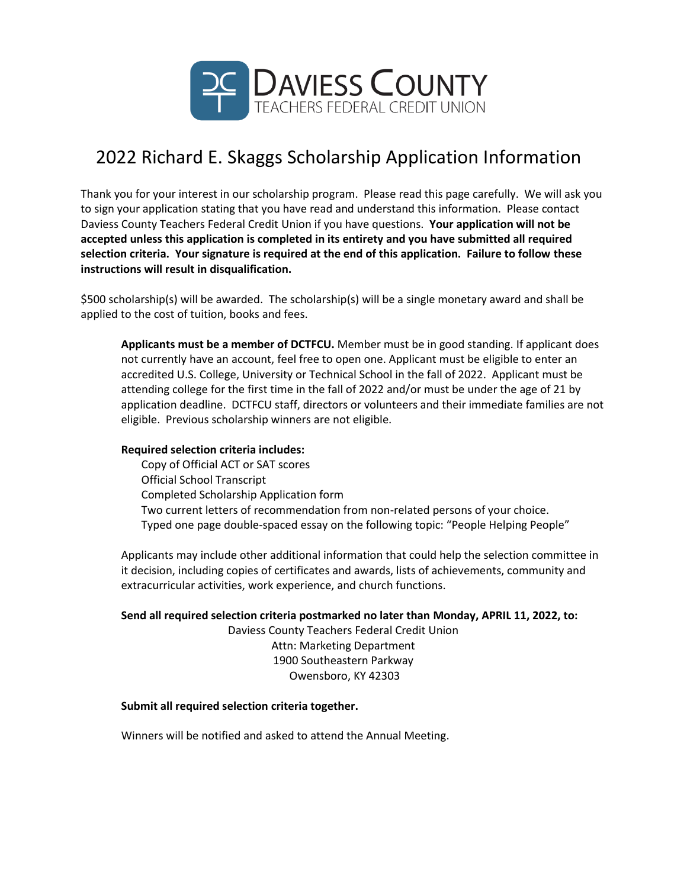# Daviess County Teachers Federal Credit Union

## 2022 Richard E. Skaggs Scholarship Application Information

Thank you for your interest in our scholarship program. Please read this page carefully. We will ask you to sign your application stating that you have read and understand this information. Please contact Daviess County Teachers Federal Credit Union if you have questions. **Your application will not be accepted unless this application is completed in its entirety and you have submitted all required selection criteria. Your signature is required at the end of this application. Failure to follow these instructions will result in disqualification.**

$500 scholarship(s) will be awarded. The scholarship(s) will be a single monetary award and shall be applied to the cost of tuition, books and fees.

**Applicants must be a member of DCTFCU.** Member must be in good standing. If applicant does not currently have an account, feel free to open one. Applicant must be eligible to enter an accredited U.S. College, University or Technical School in the fall of 2022. Applicant must be attending college for the first time in the fall of 2022 and/or must be under the age of 21 by application deadline. DCTFCU staff, directors or volunteers and their immediate families are not eligible. Previous scholarship winners are not eligible.

**Required selection criteria includes:**

- Copy of Official ACT or SAT scores
- Official School Transcript
- Completed Scholarship Application form
- Two current letters of recommendation from non-related persons of your choice.
- Typed one page double-spaced essay on the following topic: "People Helping People"

Applicants may include other additional information that could help the selection committee in it decision, including copies of certificates and awards, lists of achievements, community and extracurricular activities, work experience, and church functions.

**Send all required selection criteria postmarked no later than Monday, APRIL 11, 2022, to:**

Daviess County Teachers Federal Credit Union
Attn: Marketing Department
1900 Southeastern Parkway
Owensboro, KY 42303

**Submit all required selection criteria together.**

Winners will be notified and asked to attend the Annual Meeting.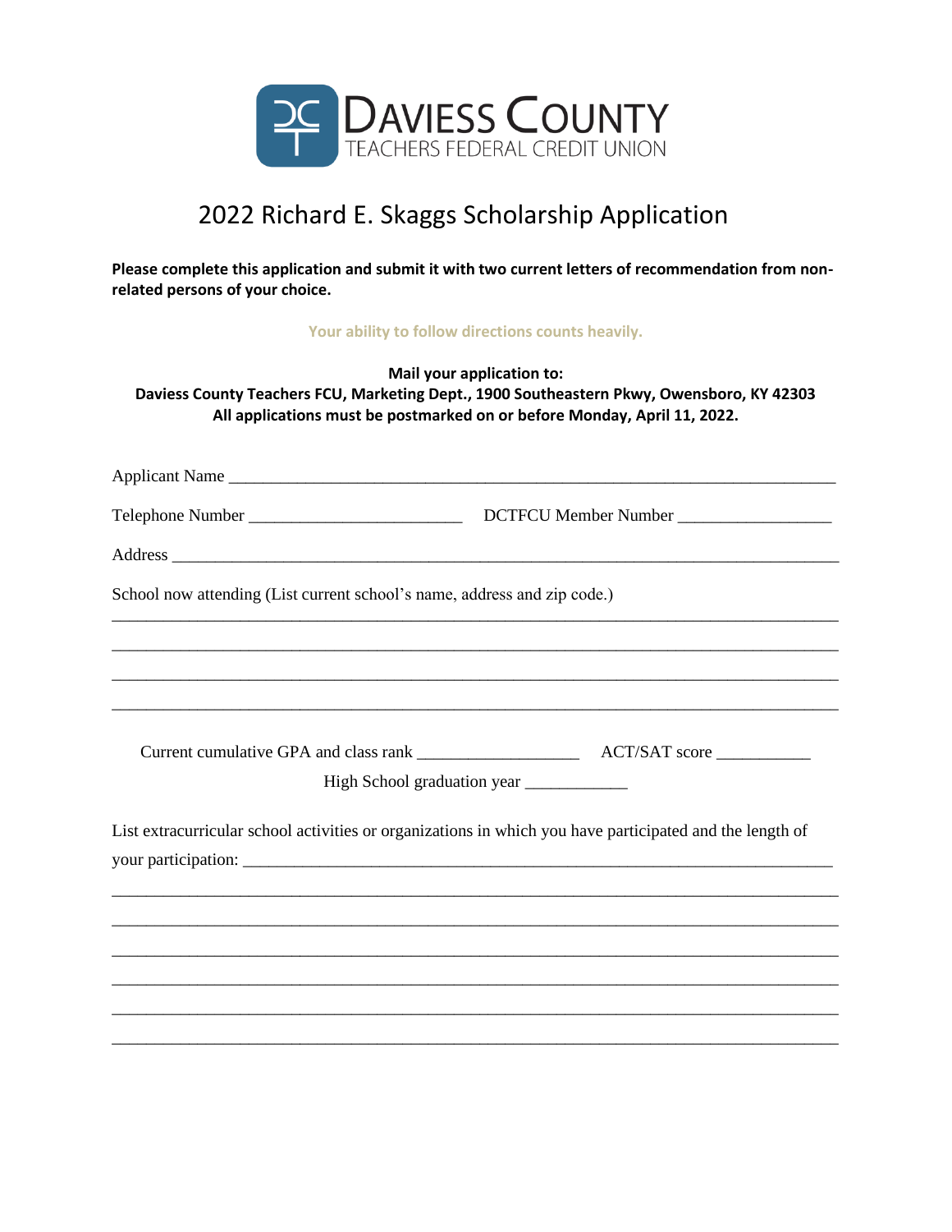DAVIESS COUNTY
TEACHERS FEDERAL CREDIT UNION

# 2022 Richard E. Skaggs Scholarship Application

**Please complete this application and submit it with two current letters of recommendation from non-related persons of your choice.**

**Your ability to follow directions counts heavily.**

**Mail your application to:**
**Daviess County Teachers FCU, Marketing Dept., 1900 Southeastern Pkwy, Owensboro, KY 42303**
**All applications must be postmarked on or before Monday, April 11, 2022.**

Applicant Name ______________________________________________________________________

Telephone Number ________________________ DCTFCU Member Number _________________

Address ___________________________________________________________________________

School now attending (List current school's name, address and zip code.)

___________________________________________________________________________________

___________________________________________________________________________________

___________________________________________________________________________________

___________________________________________________________________________________

Current cumulative GPA and class rank __________________ ACT/SAT score __________

High School graduation year ___________

List extracurricular school activities or organizations in which you have participated and the length of your participation: ____________________________________________________________________

___________________________________________________________________________________

___________________________________________________________________________________

___________________________________________________________________________________

___________________________________________________________________________________

___________________________________________________________________________________

___________________________________________________________________________________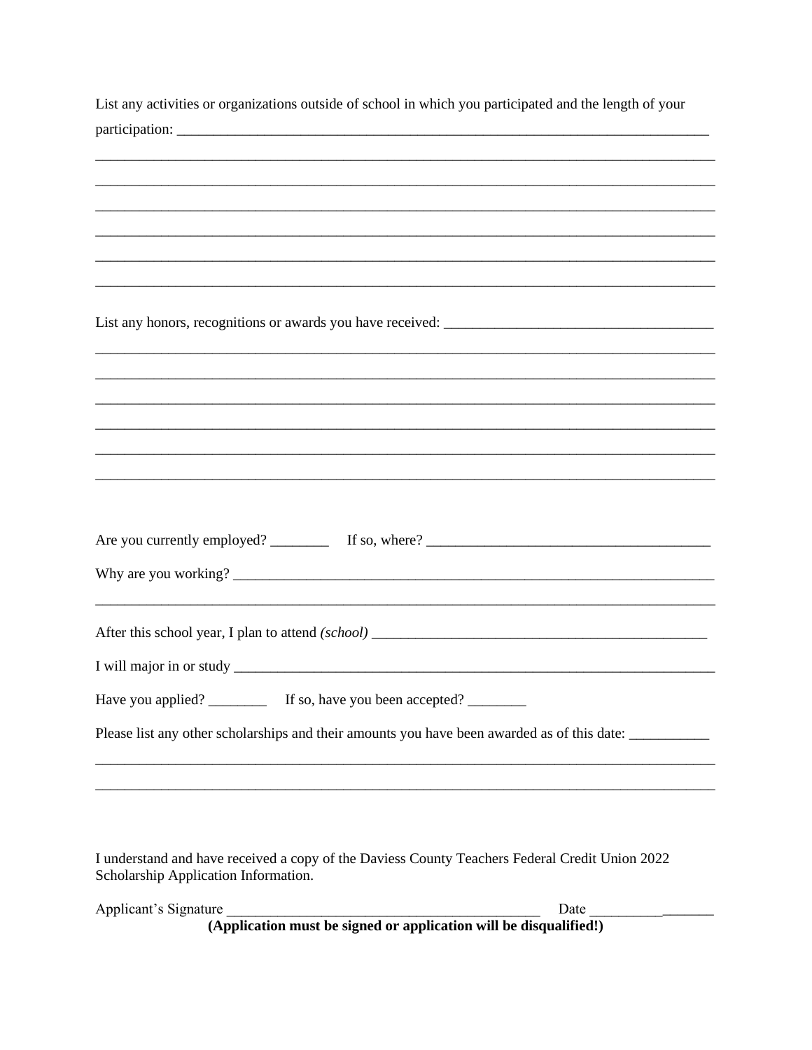List any activities or organizations outside of school in which you participated and the length of your participation: ___________________________________________________________________________

_______________________________________________________________________________________

_______________________________________________________________________________________

_______________________________________________________________________________________

_______________________________________________________________________________________

_______________________________________________________________________________________

_______________________________________________________________________________________

List any honors, recognitions or awards you have received: _____________________________________

_______________________________________________________________________________________

_______________________________________________________________________________________

_______________________________________________________________________________________

_______________________________________________________________________________________

_______________________________________________________________________________________

_______________________________________________________________________________________

Are you currently employed? ________ If so, where? ________________________________________

Why are you working? ______________________________________________________________________

_______________________________________________________________________________________

After this school year, I plan to attend *(school)* _______________________________________________

I will major in or study _____________________________________________________________________

Have you applied? ________ If so, have you been accepted? ________

Please list any other scholarships and their amounts you have been awarded as of this date: ___________

_______________________________________________________________________________________

_______________________________________________________________________________________

I understand and have received a copy of the Daviess County Teachers Federal Credit Union 2022 Scholarship Application Information.

Applicant's Signature ____________________________________________ Date __________________

**(Application must be signed or application will be disqualified!)**